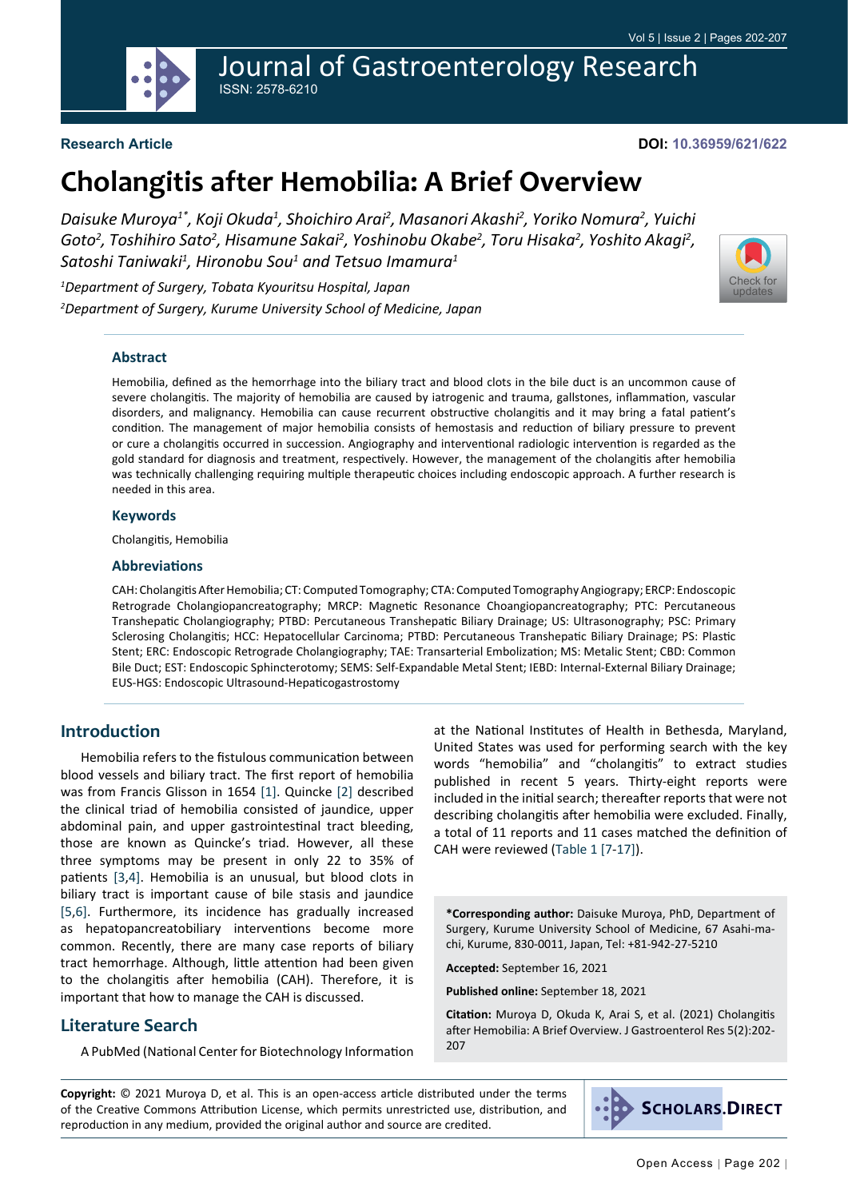Research Article

DOI: 10.36959/621/622

# Cholangitis after Hemobilia: A Brief Overview

*Daisuke Muroya[1*], Koji Okuda[1], Shoichiro Arai[2], Masanori Akashi[2], Yoriko Nomura[2], Yuichi Goto[2], Toshihiro Sato[2], Hisamune Sakai[2], Yoshinobu Okabe[2], Toru Hisaka[2], Yoshito Akagi[2], Satoshi Taniwaki[1], Hironobu Sou[1] and Tetsuo Imamura[1]*

[1]*Department of Surgery, Tobata Kyouritsu Hospital, Japan*

[2]*Department of Surgery, Kurume University School of Medicine, Japan*

## Abstract

Hemobilia, defined as the hemorrhage into the biliary tract and blood clots in the bile duct is an uncommon cause of severe cholangitis. The majority of hemobilia are caused by iatrogenic and trauma, gallstones, inflammation, vascular disorders, and malignancy. Hemobilia can cause recurrent obstructive cholangitis and it may bring a fatal patient's condition. The management of major hemobilia consists of hemostasis and reduction of biliary pressure to prevent or cure a cholangitis occurred in succession. Angiography and interventional radiologic intervention is regarded as the gold standard for diagnosis and treatment, respectively. However, the management of the cholangitis after hemobilia was technically challenging requiring multiple therapeutic choices including endoscopic approach. A further research is needed in this area.

## Keywords

Cholangitis, Hemobilia

## Abbreviations

CAH: Cholangitis After Hemobilia; CT: Computed Tomography; CTA: Computed Tomography Angiograpy; ERCP: Endoscopic Retrograde Cholangiopancreatography; MRCP: Magnetic Resonance Choangiopancreatography; PTC: Percutaneous Transhepatic Cholangiography; PTBD: Percutaneous Transhepatic Biliary Drainage; US: Ultrasonography; PSC: Primary Sclerosing Cholangitis; HCC: Hepatocellular Carcinoma; PTBD: Percutaneous Transhepatic Biliary Drainage; PS: Plastic Stent; ERC: Endoscopic Retrograde Cholangiography; TAE: Transarterial Embolization; MS: Metalic Stent; CBD: Common Bile Duct; EST: Endoscopic Sphincterotomy; SEMS: Self-Expandable Metal Stent; IEBD: Internal-External Biliary Drainage; EUS-HGS: Endoscopic Ultrasound-Hepaticogastrostomy

## Introduction

Hemobilia refers to the fistulous communication between blood vessels and biliary tract. The first report of hemobilia was from Francis Glisson in 1654 [1]. Quincke [2] described the clinical triad of hemobilia consisted of jaundice, upper abdominal pain, and upper gastrointestinal tract bleeding, those are known as Quincke's triad. However, all these three symptoms may be present in only 22 to 35% of patients [3,4]. Hemobilia is an unusual, but blood clots in biliary tract is important cause of bile stasis and jaundice [5,6]. Furthermore, its incidence has gradually increased as hepatopancreatobiliary interventions become more common. Recently, there are many case reports of biliary tract hemorrhage. Although, little attention had been given to the cholangitis after hemobilia (CAH). Therefore, it is important that how to manage the CAH is discussed.

## Literature Search

A PubMed (National Center for Biotechnology Information at the National Institutes of Health in Bethesda, Maryland, United States was used for performing search with the key words "hemobilia" and "cholangitis" to extract studies published in recent 5 years. Thirty-eight reports were included in the initial search; thereafter reports that were not describing cholangitis after hemobilia were excluded. Finally, a total of 11 reports and 11 cases matched the definition of CAH were reviewed (Table 1 [7-17]).

**\*Corresponding author:** Daisuke Muroya, PhD, Department of Surgery, Kurume University School of Medicine, 67 Asahi-machi, Kurume, 830-0011, Japan, Tel: +81-942-27-5210

**Accepted:** September 16, 2021

**Published online:** September 18, 2021

**Citation:** Muroya D, Okuda K, Arai S, et al. (2021) Cholangitis after Hemobilia: A Brief Overview. J Gastroenterol Res 5(2):202-207

**Copyright:** © 2021 Muroya D, et al. This is an open-access article distributed under the terms of the Creative Commons Attribution License, which permits unrestricted use, distribution, and reproduction in any medium, provided the original author and source are credited.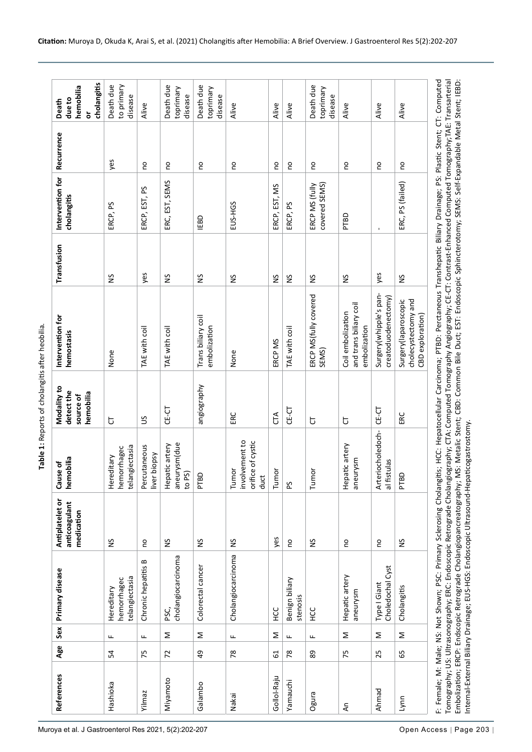**Table 1:** Reports of cholangitis after heobilia.

| References | Age | Sex | Primary disease | Antiplatelet or anticoagulant medication | Cause of hemobilia | Modality to detect the source of hemobilia | Intervention for hemostasis | Transfusion | Intervention for cholangitis | Recurrence | Death due to hemobilia or cholangitis |
|---|---|---|---|---|---|---|---|---|---|---|---|
| Hashioka | 54 | F | Hereditary hemorrhagec telangiectasia | NS | Hereditary hemorrhagec telangiectasia | CT | None | NS | ERCP, PS | yes | Death due to primary disease |
| Yilmaz | 75 | F | Chronic hepatitis B | no | Percutaneous liver biopsy | US | TAE with coil | yes | ERCP, EST, PS | no | Alive |
| Miyamoto | 72 | M | PSC, cholangiocarcinoma | NS | Hepatic artery aneurysm(due to PS) | CE-CT | TAE with coil | NS | ERC, EST, SEMS | no | Death due toprimary disease |
| Galambo | 49 | M | Colorectal cancer | NS | PTBD | angiography | Trans biliary coil embolization | NS | IEBD | no | Death due toprimary disease |
| Nakai | 78 | F | Cholangiocarcinoma | NS | Tumor involvement to orifice of cystic duct | ERC | None | NS | EUS-HGS | no | Alive |
| Gollol-Raju | 61 | M | HCC | yes | Tumor | CTA | ERCP MS | NS | ERCP, EST, MS | no | Alive |
| Yamauchi | 78 | F | Benign biliary stenosis | no | PS | CE-CT | TAE with coil | NS | ERCP, PS | no | Alive |
| Ogura | 89 | F | HCC | NS | Tumor | CT | ERCP MS(fully covered SEMS) | NS | ERCP MS (fully covered SEMS) | no | Death due toprimary disease |
| An | 75 | M | Hepatic artery aneurysm | no | Hepatic artery aneurysm | CT | Coil embolization and trans biliary coil embolization | NS | PTBD | no | Alive |
| Ahmad | 25 | M | Type I Giant Choledochal Cyst | no | Arteriocholedochal fistulas | CE-CT | Surgery(whipple's pancreatoduodenectomy) | yes | - | no | Alive |
| Lynn | 65 | M | Cholangitis | NS | PTBD | ERC | Surgery(laparoscopic cholecystectomy and CBD exploration) | NS | ERC, PS (failed) | no | Alive |

F: Female; M: Male; NS: Not Shown; PSC: Primary Sclerosing Cholangitis; HCC: Hepatocellular Carcinoma; PTBD: Perctaneous Transhepatic Biliary Drainage; PS: Plastic Stent; CT: Computed Tomography; US: Ultrasonography; ERC: Endoscopic Retrograde Cholangiography; CTA: Computed Tomography Angiography; CE-CT: Contrast-Enhanced Computed Tomography;TAE: Transarterial Embolization; ERCP: Endscopic Retrograde Cholangiopancreatography; MS: Metalic Stent; CBD: Common Bile Duct; EST: Endoscopic Sphincterotomy; SEMS: Self-Expandable Metal Stent; IEBD: Internal-External Biliary Drainage; EUS-HGS: Endoscopic Ultrasound-Hepaticogastrostomy.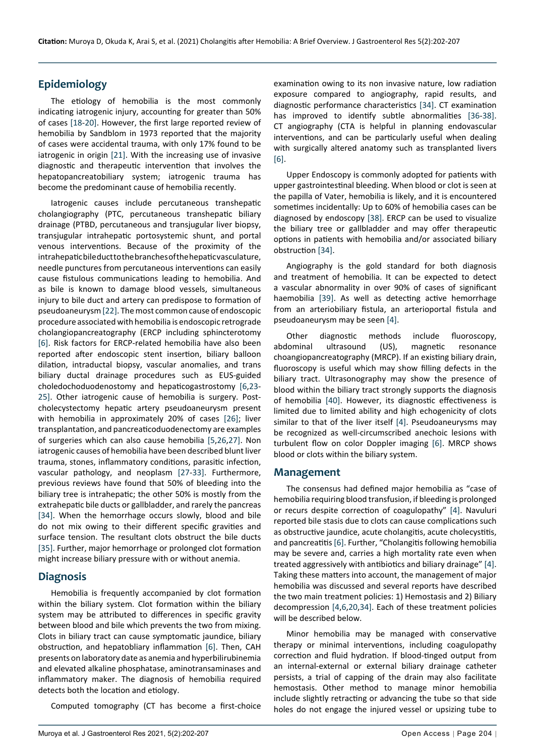## Epidemiology

The etiology of hemobilia is the most commonly indicating iatrogenic injury, accounting for greater than 50% of cases [18-20]. However, the first large reported review of hemobilia by Sandblom in 1973 reported that the majority of cases were accidental trauma, with only 17% found to be iatrogenic in origin [21]. With the increasing use of invasive diagnostic and therapeutic intervention that involves the hepatopancreatobiliary system; iatrogenic trauma has become the predominant cause of hemobilia recently.

Iatrogenic causes include percutaneous transhepatic cholangiography (PTC, percutaneous transhepatic biliary drainage (PTBD, percutaneous and transjugular liver biopsy, transjugular intrahepatic portosystemic shunt, and portal venous interventions. Because of the proximity of the intrahepatic bile duct to the branches of the hepatic vasculature, needle punctures from percutaneous interventions can easily cause fistulous communications leading to hemobilia. And as bile is known to damage blood vessels, simultaneous injury to bile duct and artery can predispose to formation of pseudoaneurysm [22]. The most common cause of endoscopic procedure associated with hemobilia is endoscopic retrograde cholangiopancreatography (ERCP including sphincterotomy [6]. Risk factors for ERCP-related hemobilia have also been reported after endoscopic stent insertion, biliary balloon dilation, intraductal biopsy, vascular anomalies, and trans biliary ductal drainage procedures such as EUS-guided choledochoduodenostomy and hepaticogastrostomy [6,23-25]. Other iatrogenic cause of hemobilia is surgery. Post-cholecystectomy hepatic artery pseudoaneurysm present with hemobilia in approximately 20% of cases [26]; liver transplantation, and pancreaticoduodenectomy are examples of surgeries which can also cause hemobilia [5,26,27]. Non iatrogenic causes of hemobilia have been described blunt liver trauma, stones, inflammatory conditions, parasitic infection, vascular pathology, and neoplasm [27-33]. Furthermore, previous reviews have found that 50% of bleeding into the biliary tree is intrahepatic; the other 50% is mostly from the extrahepatic bile ducts or gallbladder, and rarely the pancreas [34]. When the hemorrhage occurs slowly, blood and bile do not mix owing to their different specific gravities and surface tension. The resultant clots obstruct the bile ducts [35]. Further, major hemorrhage or prolonged clot formation might increase biliary pressure with or without anemia.

## Diagnosis

Hemobilia is frequently accompanied by clot formation within the biliary system. Clot formation within the biliary system may be attributed to differences in specific gravity between blood and bile which prevents the two from mixing. Clots in biliary tract can cause symptomatic jaundice, biliary obstruction, and hepatobiliary inflammation [6]. Then, CAH presents on laboratory date as anemia and hyperbilirubinemia and elevated alkaline phosphatase, aminotransaminases and inflammatory maker. The diagnosis of hemobilia required detects both the location and etiology.

Computed tomography (CT has become a first-choice examination owing to its non invasive nature, low radiation exposure compared to angiography, rapid results, and diagnostic performance characteristics [34]. CT examination has improved to identify subtle abnormalities [36-38]. CT angiography (CTA is helpful in planning endovascular interventions, and can be particularly useful when dealing with surgically altered anatomy such as transplanted livers [6].

Upper Endoscopy is commonly adopted for patients with upper gastrointestinal bleeding. When blood or clot is seen at the papilla of Vater, hemobilia is likely, and it is encountered sometimes incidentally: Up to 60% of hemobilia cases can be diagnosed by endoscopy [38]. ERCP can be used to visualize the biliary tree or gallbladder and may offer therapeutic options in patients with hemobilia and/or associated biliary obstruction [34].

Angiography is the gold standard for both diagnosis and treatment of hemobilia. It can be expected to detect a vascular abnormality in over 90% of cases of significant haemobilia [39]. As well as detecting active hemorrhage from an arteriobiliary fistula, an arterioportal fistula and pseudoaneurysm may be seen [4].

Other diagnostic methods include fluoroscopy, abdominal ultrasound (US), magnetic resonance choangiopancreatography (MRCP). If an existing biliary drain, fluoroscopy is useful which may show filling defects in the biliary tract. Ultrasonography may show the presence of blood within the biliary tract strongly supports the diagnosis of hemobilia [40]. However, its diagnostic effectiveness is limited due to limited ability and high echogenicity of clots similar to that of the liver itself [4]. Pseudoaneurysms may be recognized as well-circumscribed anechoic lesions with turbulent flow on color Doppler imaging [6]. MRCP shows blood or clots within the biliary system.

## Management

The consensus had defined major hemobilia as "case of hemobilia requiring blood transfusion, if bleeding is prolonged or recurs despite correction of coagulopathy" [4]. Navuluri reported bile stasis due to clots can cause complications such as obstructive jaundice, acute cholangitis, acute cholecystitis, and pancreatitis [6]. Further, "Cholangitis following hemobilia may be severe and, carries a high mortality rate even when treated aggressively with antibiotics and biliary drainage" [4]. Taking these matters into account, the management of major hemobilia was discussed and several reports have described the two main treatment policies: 1) Hemostasis and 2) Biliary decompression [4,6,20,34]. Each of these treatment policies will be described below.

Minor hemobilia may be managed with conservative therapy or minimal interventions, including coagulopathy correction and fluid hydration. If blood-tinged output from an internal-external or external biliary drainage catheter persists, a trial of capping of the drain may also facilitate hemostasis. Other method to manage minor hemobilia include slightly retracting or advancing the tube so that side holes do not engage the injured vessel or upsizing tube to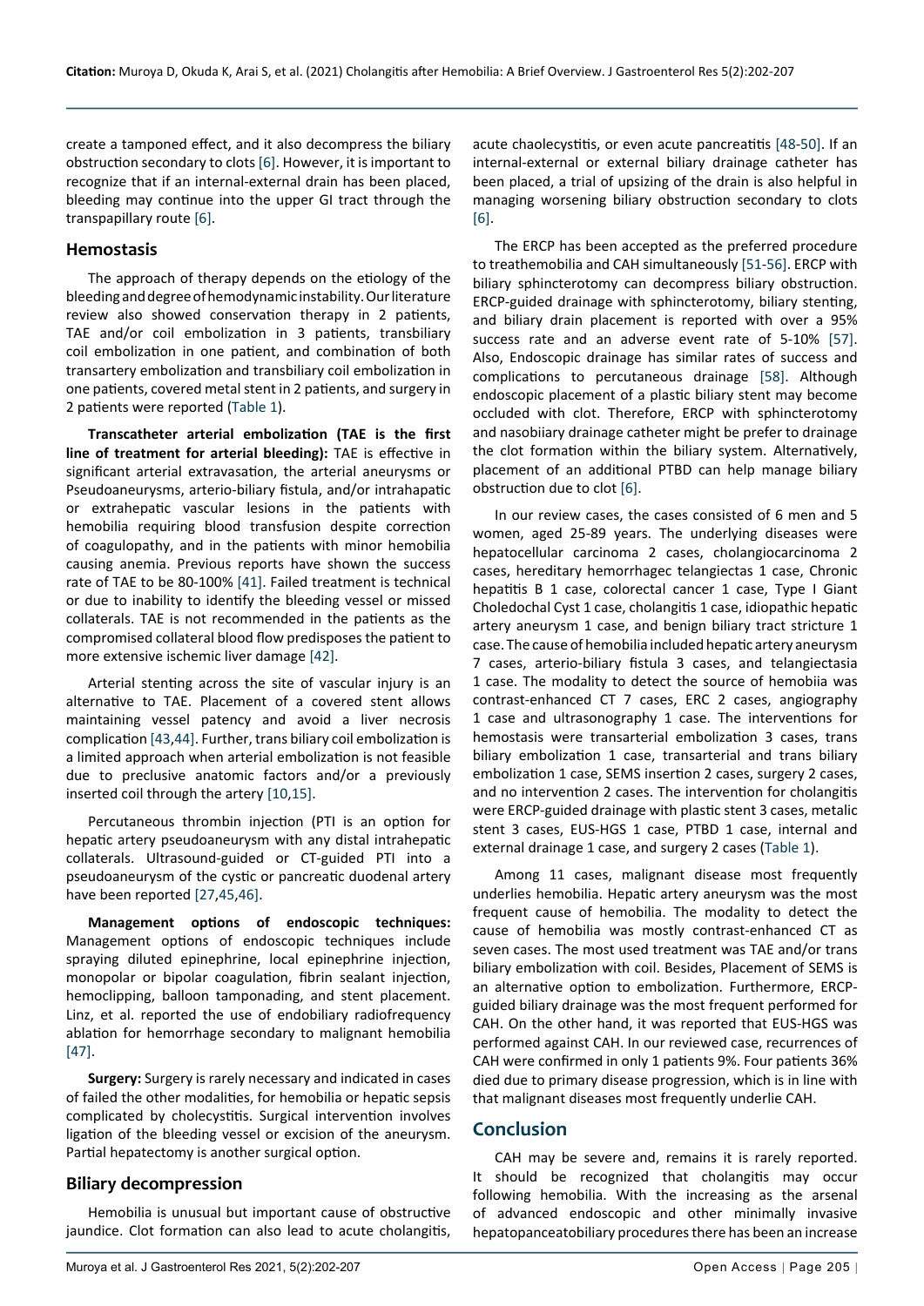create a tamponed effect, and it also decompress the biliary obstruction secondary to clots [6]. However, it is important to recognize that if an internal-external drain has been placed, bleeding may continue into the upper GI tract through the transpapillary route [6].

## Hemostasis

The approach of therapy depends on the etiology of the bleeding and degree of hemodynamic instability. Our literature review also showed conservation therapy in 2 patients, TAE and/or coil embolization in 3 patients, transbiliary coil embolization in one patient, and combination of both transartery embolization and transbiliary coil embolization in one patients, covered metal stent in 2 patients, and surgery in 2 patients were reported (Table 1).

**Transcatheter arterial embolization (TAE is the first line of treatment for arterial bleeding):** TAE is effective in significant arterial extravasation, the arterial aneurysms or Pseudoaneurysms, arterio-biliary fistula, and/or intrahapatic or extrahepatic vascular lesions in the patients with hemobilia requiring blood transfusion despite correction of coagulopathy, and in the patients with minor hemobilia causing anemia. Previous reports have shown the success rate of TAE to be 80-100% [41]. Failed treatment is technical or due to inability to identify the bleeding vessel or missed collaterals. TAE is not recommended in the patients as the compromised collateral blood flow predisposes the patient to more extensive ischemic liver damage [42].

Arterial stenting across the site of vascular injury is an alternative to TAE. Placement of a covered stent allows maintaining vessel patency and avoid a liver necrosis complication [43,44]. Further, trans biliary coil embolization is a limited approach when arterial embolization is not feasible due to preclusive anatomic factors and/or a previously inserted coil through the artery [10,15].

Percutaneous thrombin injection (PTI is an option for hepatic artery pseudoaneurysm with any distal intrahepatic collaterals. Ultrasound-guided or CT-guided PTI into a pseudoaneurysm of the cystic or pancreatic duodenal artery have been reported [27,45,46].

**Management options of endoscopic techniques:** Management options of endoscopic techniques include spraying diluted epinephrine, local epinephrine injection, monopolar or bipolar coagulation, fibrin sealant injection, hemoclipping, balloon tamponading, and stent placement. Linz, et al. reported the use of endobiliary radiofrequency ablation for hemorrhage secondary to malignant hemobilia [47].

**Surgery:** Surgery is rarely necessary and indicated in cases of failed the other modalities, for hemobilia or hepatic sepsis complicated by cholecystitis. Surgical intervention involves ligation of the bleeding vessel or excision of the aneurysm. Partial hepatectomy is another surgical option.

## Biliary decompression

Hemobilia is unusual but important cause of obstructive jaundice. Clot formation can also lead to acute cholangitis, acute chaolecystitis, or even acute pancreatitis [48-50]. If an internal-external or external biliary drainage catheter has been placed, a trial of upsizing of the drain is also helpful in managing worsening biliary obstruction secondary to clots [6].

The ERCP has been accepted as the preferred procedure to treathemobilia and CAH simultaneously [51-56]. ERCP with biliary sphincterotomy can decompress biliary obstruction. ERCP-guided drainage with sphincterotomy, biliary stenting, and biliary drain placement is reported with over a 95% success rate and an adverse event rate of 5-10% [57]. Also, Endoscopic drainage has similar rates of success and complications to percutaneous drainage [58]. Although endoscopic placement of a plastic biliary stent may become occluded with clot. Therefore, ERCP with sphincterotomy and nasobiiary drainage catheter might be prefer to drainage the clot formation within the biliary system. Alternatively, placement of an additional PTBD can help manage biliary obstruction due to clot [6].

In our review cases, the cases consisted of 6 men and 5 women, aged 25-89 years. The underlying diseases were hepatocellular carcinoma 2 cases, cholangiocarcinoma 2 cases, hereditary hemorrhagec telangiectas 1 case, Chronic hepatitis B 1 case, colorectal cancer 1 case, Type I Giant Choledochal Cyst 1 case, cholangitis 1 case, idiopathic hepatic artery aneurysm 1 case, and benign biliary tract stricture 1 case. The cause of hemobilia included hepatic artery aneurysm 7 cases, arterio-biliary fistula 3 cases, and telangiectasia 1 case. The modality to detect the source of hemobiia was contrast-enhanced CT 7 cases, ERC 2 cases, angiography 1 case and ultrasonography 1 case. The interventions for hemostasis were transarterial embolization 3 cases, trans biliary embolization 1 case, transarterial and trans biliary embolization 1 case, SEMS insertion 2 cases, surgery 2 cases, and no intervention 2 cases. The intervention for cholangitis were ERCP-guided drainage with plastic stent 3 cases, metalic stent 3 cases, EUS-HGS 1 case, PTBD 1 case, internal and external drainage 1 case, and surgery 2 cases (Table 1).

Among 11 cases, malignant disease most frequently underlies hemobilia. Hepatic artery aneurysm was the most frequent cause of hemobilia. The modality to detect the cause of hemobilia was mostly contrast-enhanced CT as seven cases. The most used treatment was TAE and/or trans biliary embolization with coil. Besides, Placement of SEMS is an alternative option to embolization. Furthermore, ERCP-guided biliary drainage was the most frequent performed for CAH. On the other hand, it was reported that EUS-HGS was performed against CAH. In our reviewed case, recurrences of CAH were confirmed in only 1 patients 9%. Four patients 36% died due to primary disease progression, which is in line with that malignant diseases most frequently underlie CAH.

## Conclusion

CAH may be severe and, remains it is rarely reported. It should be recognized that cholangitis may occur following hemobilia. With the increasing as the arsenal of advanced endoscopic and other minimally invasive hepatopanceatobiliary procedures there has been an increase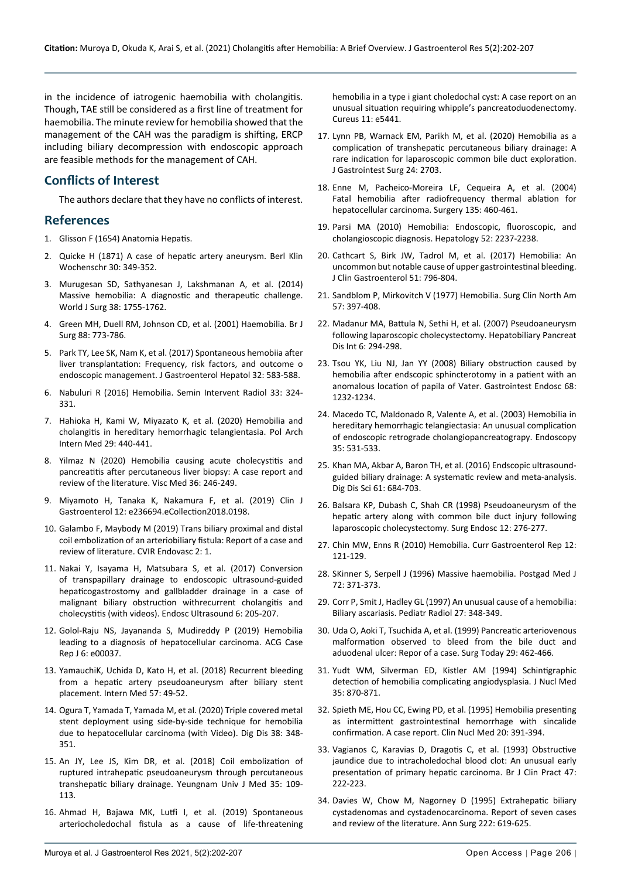in the incidence of iatrogenic haemobilia with cholangitis. Though, TAE still be considered as a first line of treatment for haemobilia. The minute review for hemobilia showed that the management of the CAH was the paradigm is shifting, ERCP including biliary decompression with endoscopic approach are feasible methods for the management of CAH.

## Conflicts of Interest

The authors declare that they have no conflicts of interest.

## References

1. Glisson F (1654) Anatomia Hepatis.
2. Quicke H (1871) A case of hepatic artery aneurysm. Berl Klin Wochenschr 30: 349-352.
3. Murugesan SD, Sathyanesan J, Lakshmanan A, et al. (2014) Massive hemobilia: A diagnostic and therapeutic challenge. World J Surg 38: 1755-1762.
4. Green MH, Duell RM, Johnson CD, et al. (2001) Haemobilia. Br J Surg 88: 773-786.
5. Park TY, Lee SK, Nam K, et al. (2017) Spontaneous hemobiia after liver transplantation: Frequency, risk factors, and outcome o endoscopic management. J Gastroenterol Hepatol 32: 583-588.
6. Nabuluri R (2016) Hemobilia. Semin Intervent Radiol 33: 324-331.
7. Hahioka H, Kami W, Miyazato K, et al. (2020) Hemobilia and cholangitis in hereditary hemorrhagic telangientasia. Pol Arch Intern Med 29: 440-441.
8. Yilmaz N (2020) Hemobilia causing acute cholecystitis and pancreatitis after percutaneous liver biopsy: A case report and review of the literature. Visc Med 36: 246-249.
9. Miyamoto H, Tanaka K, Nakamura F, et al. (2019) Clin J Gastroenterol 12: e236694.eCollection2018.0198.
10. Galambo F, Maybody M (2019) Trans biliary proximal and distal coil embolization of an arteriobiliary fistula: Report of a case and review of literature. CVIR Endovasc 2: 1.
11. Nakai Y, Isayama H, Matsubara S, et al. (2017) Conversion of transpapillary drainage to endoscopic ultrasound-guided hepaticogastrostomy and gallbladder drainage in a case of malignant biliary obstruction withrecurrent cholangitis and cholecystitis (with videos). Endosc Ultrasound 6: 205-207.
12. Golol-Raju NS, Jayananda S, Mudireddy P (2019) Hemobilia leading to a diagnosis of hepatocellular carcinoma. ACG Case Rep J 6: e00037.
13. YamauchiK, Uchida D, Kato H, et al. (2018) Recurrent bleeding from a hepatic artery pseudoaneurysm after biliary stent placement. Intern Med 57: 49-52.
14. Ogura T, Yamada T, Yamada M, et al. (2020) Triple covered metal stent deployment using side-by-side technique for hemobilia due to hepatocellular carcinoma (with Video). Dig Dis 38: 348-351.
15. An JY, Lee JS, Kim DR, et al. (2018) Coil embolization of ruptured intrahepatic pseudoaneurysm through percutaneous transhepatic biliary drainage. Yeungnam Univ J Med 35: 109-113.
16. Ahmad H, Bajawa MK, Lutfi I, et al. (2019) Spontaneous arteriocholedochal fistula as a cause of life-threatening hemobilia in a type i giant choledochal cyst: A case report on an unusual situation requiring whipple's pancreatoduodenectomy. Cureus 11: e5441.
17. Lynn PB, Warnack EM, Parikh M, et al. (2020) Hemobilia as a complication of transhepatic percutaneous biliary drainage: A rare indication for laparoscopic common bile duct exploration. J Gastrointest Surg 24: 2703.
18. Enne M, Pacheico-Moreira LF, Cequeira A, et al. (2004) Fatal hemobilia after radiofrequency thermal ablation for hepatocellular carcinoma. Surgery 135: 460-461.
19. Parsi MA (2010) Hemobilia: Endoscopic, fluoroscopic, and cholangioscopic diagnosis. Hepatology 52: 2237-2238.
20. Cathcart S, Birk JW, Tadrol M, et al. (2017) Hemobilia: An uncommon but notable cause of upper gastrointestinal bleeding. J Clin Gastroenterol 51: 796-804.
21. Sandblom P, Mirkovitch V (1977) Hemobilia. Surg Clin North Am 57: 397-408.
22. Madanur MA, Battula N, Sethi H, et al. (2007) Pseudoaneurysm following laparoscopic cholecystectomy. Hepatobiliary Pancreat Dis Int 6: 294-298.
23. Tsou YK, Liu NJ, Jan YY (2008) Biliary obstruction caused by hemobilia after endscopic sphincterotomy in a patient with an anomalous location of papila of Vater. Gastrointest Endosc 68: 1232-1234.
24. Macedo TC, Maldonado R, Valente A, et al. (2003) Hemobilia in hereditary hemorrhagic telangiectasia: An unusual complication of endoscopic retrograde cholangiopancreatograpy. Endoscopy 35: 531-533.
25. Khan MA, Akbar A, Baron TH, et al. (2016) Endscopic ultrasound-guided biliary drainage: A systematic review and meta-analysis. Dig Dis Sci 61: 684-703.
26. Balsara KP, Dubash C, Shah CR (1998) Pseudoaneurysm of the hepatic artery along with common bile duct injury following laparoscopic cholecystectomy. Surg Endosc 12: 276-277.
27. Chin MW, Enns R (2010) Hemobilia. Curr Gastroenterol Rep 12: 121-129.
28. SKinner S, Serpell J (1996) Massive haemobilia. Postgad Med J 72: 371-373.
29. Corr P, Smit J, Hadley GL (1997) An unusual cause of a hemobilia: Biliary ascariasis. Pediatr Radiol 27: 348-349.
30. Uda O, Aoki T, Tsuchida A, et al. (1999) Pancreatic arteriovenous malformation observed to bleed from the bile duct and aduodenal ulcer: Repor of a case. Surg Today 29: 462-466.
31. Yudt WM, Silverman ED, Kistler AM (1994) Schintigraphic detection of hemobilia complicating angiodysplasia. J Nucl Med 35: 870-871.
32. Spieth ME, Hou CC, Ewing PD, et al. (1995) Hemobilia presenting as intermittent gastrointestinal hemorrhage with sincalide confirmation. A case report. Clin Nucl Med 20: 391-394.
33. Vagianos C, Karavias D, Dragotis C, et al. (1993) Obstructive jaundice due to intracholedochal blood clot: An unusual early presentation of primary hepatic carcinoma. Br J Clin Pract 47: 222-223.
34. Davies W, Chow M, Nagorney D (1995) Extrahepatic biliary cystadenomas and cystadenocarcinoma. Report of seven cases and review of the literature. Ann Surg 222: 619-625.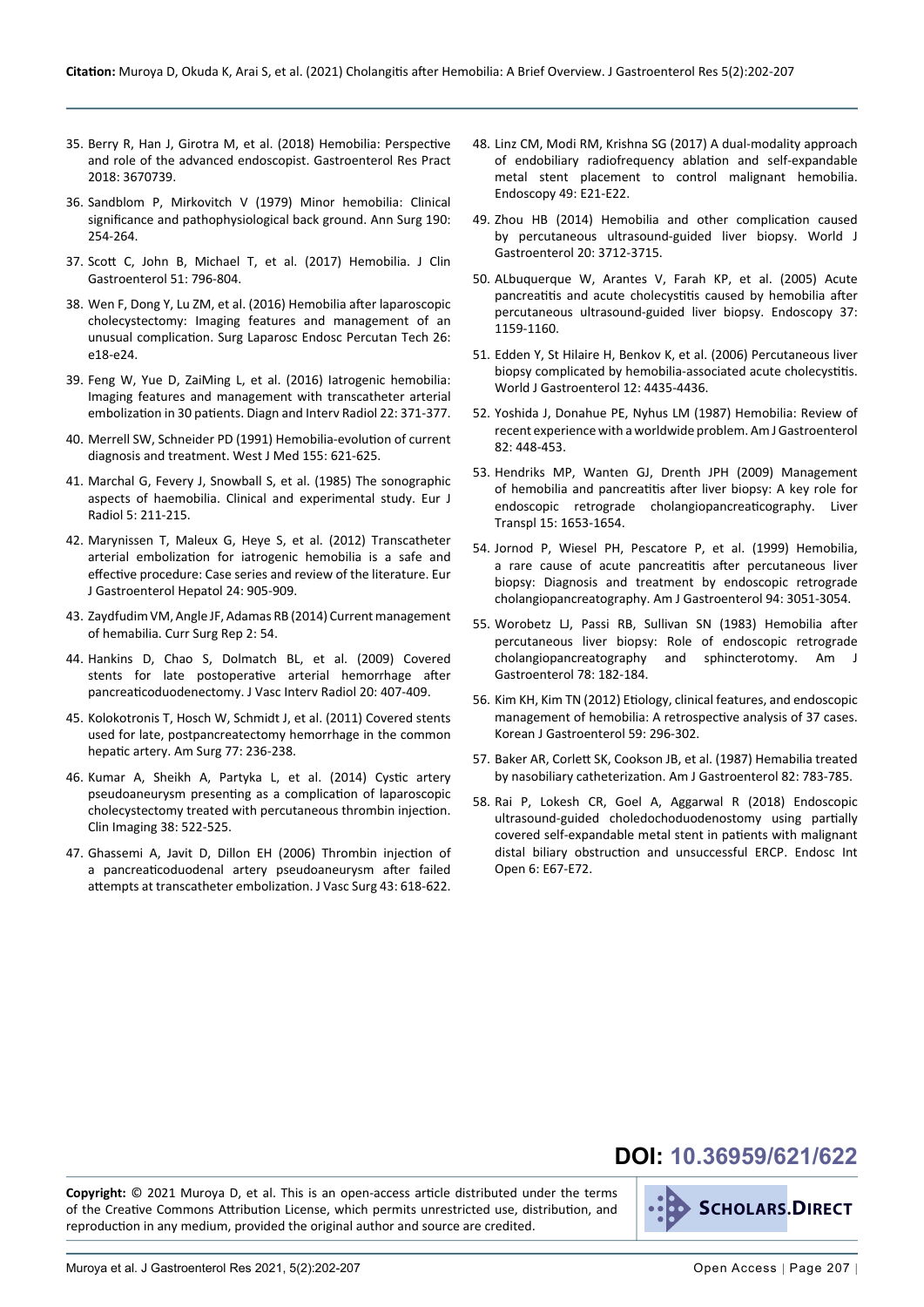35. Berry R, Han J, Girotra M, et al. (2018) Hemobilia: Perspective and role of the advanced endoscopist. Gastroenterol Res Pract 2018: 3670739.

36. Sandblom P, Mirkovitch V (1979) Minor hemobilia: Clinical significance and pathophysiological back ground. Ann Surg 190: 254-264.

37. Scott C, John B, Michael T, et al. (2017) Hemobilia. J Clin Gastroenterol 51: 796-804.

38. Wen F, Dong Y, Lu ZM, et al. (2016) Hemobilia after laparoscopic cholecystectomy: Imaging features and management of an unusual complication. Surg Laparosc Endosc Percutan Tech 26: e18-e24.

39. Feng W, Yue D, ZaiMing L, et al. (2016) Iatrogenic hemobilia: Imaging features and management with transcatheter arterial embolization in 30 patients. Diagn and Interv Radiol 22: 371-377.

40. Merrell SW, Schneider PD (1991) Hemobilia-evolution of current diagnosis and treatment. West J Med 155: 621-625.

41. Marchal G, Fevery J, Snowball S, et al. (1985) The sonographic aspects of haemobilia. Clinical and experimental study. Eur J Radiol 5: 211-215.

42. Marynissen T, Maleux G, Heye S, et al. (2012) Transcatheter arterial embolization for iatrogenic hemobilia is a safe and effective procedure: Case series and review of the literature. Eur J Gastroenterol Hepatol 24: 905-909.

43. Zaydfudim VM, Angle JF, Adamas RB (2014) Current management of hemabilia. Curr Surg Rep 2: 54.

44. Hankins D, Chao S, Dolmatch BL, et al. (2009) Covered stents for late postoperative arterial hemorrhage after pancreaticoduodenectomy. J Vasc Interv Radiol 20: 407-409.

45. Kolokotronis T, Hosch W, Schmidt J, et al. (2011) Covered stents used for late, postpancreatectomy hemorrhage in the common hepatic artery. Am Surg 77: 236-238.

46. Kumar A, Sheikh A, Partyka L, et al. (2014) Cystic artery pseudoaneurysm presenting as a complication of laparoscopic cholecystectomy treated with percutaneous thrombin injection. Clin Imaging 38: 522-525.

47. Ghassemi A, Javit D, Dillon EH (2006) Thrombin injection of a pancreaticoduodenal artery pseudoaneurysm after failed attempts at transcatheter embolization. J Vasc Surg 43: 618-622.

48. Linz CM, Modi RM, Krishna SG (2017) A dual-modality approach of endobiliary radiofrequency ablation and self-expandable metal stent placement to control malignant hemobilia. Endoscopy 49: E21-E22.

49. Zhou HB (2014) Hemobilia and other complication caused by percutaneous ultrasound-guided liver biopsy. World J Gastroenterol 20: 3712-3715.

50. ALbuquerque W, Arantes V, Farah KP, et al. (2005) Acute pancreatitis and acute cholecystitis caused by hemobilia after percutaneous ultrasound-guided liver biopsy. Endoscopy 37: 1159-1160.

51. Edden Y, St Hilaire H, Benkov K, et al. (2006) Percutaneous liver biopsy complicated by hemobilia-associated acute cholecystitis. World J Gastroenterol 12: 4435-4436.

52. Yoshida J, Donahue PE, Nyhus LM (1987) Hemobilia: Review of recent experience with a worldwide problem. Am J Gastroenterol 82: 448-453.

53. Hendriks MP, Wanten GJ, Drenth JPH (2009) Management of hemobilia and pancreatitis after liver biopsy: A key role for endoscopic retrograde cholangiopancreaticography. Liver Transpl 15: 1653-1654.

54. Jornod P, Wiesel PH, Pescatore P, et al. (1999) Hemobilia, a rare cause of acute pancreatitis after percutaneous liver biopsy: Diagnosis and treatment by endoscopic retrograde cholangiopancreatography. Am J Gastroenterol 94: 3051-3054.

55. Worobetz LJ, Passi RB, Sullivan SN (1983) Hemobilia after percutaneous liver biopsy: Role of endoscopic retrograde cholangiopancreatography and sphincterotomy. Am J Gastroenterol 78: 182-184.

56. Kim KH, Kim TN (2012) Etiology, clinical features, and endoscopic management of hemobilia: A retrospective analysis of 37 cases. Korean J Gastroenterol 59: 296-302.

57. Baker AR, Corlett SK, Cookson JB, et al. (1987) Hemabilia treated by nasobiliary catheterization. Am J Gastroenterol 82: 783-785.

58. Rai P, Lokesh CR, Goel A, Aggarwal R (2018) Endoscopic ultrasound-guided choledochoduodenostomy using partially covered self-expandable metal stent in patients with malignant distal biliary obstruction and unsuccessful ERCP. Endosc Int Open 6: E67-E72.

**DOI: 10.36959/621/622**

**Copyright:** © 2021 Muroya D, et al. This is an open-access article distributed under the terms of the Creative Commons Attribution License, which permits unrestricted use, distribution, and reproduction in any medium, provided the original author and source are credited.